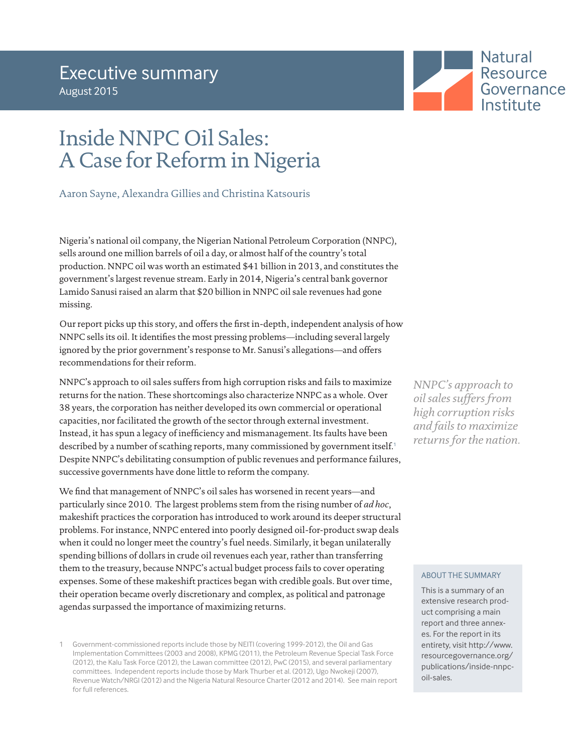Executive summary
August 2015

Natural Resource Governance Institute

# Inside NNPC Oil Sales: A Case for Reform in Nigeria

Aaron Sayne, Alexandra Gillies and Christina Katsouris

Nigeria's national oil company, the Nigerian National Petroleum Corporation (NNPC), sells around one million barrels of oil a day, or almost half of the country's total production. NNPC oil was worth an estimated $41 billion in 2013, and constitutes the government's largest revenue stream. Early in 2014, Nigeria's central bank governor Lamido Sanusi raised an alarm that $20 billion in NNPC oil sale revenues had gone missing.

Our report picks up this story, and offers the first in-depth, independent analysis of how NNPC sells its oil. It identifies the most pressing problems—including several largely ignored by the prior government's response to Mr. Sanusi's allegations—and offers recommendations for their reform.

NNPC's approach to oil sales suffers from high corruption risks and fails to maximize returns for the nation. These shortcomings also characterize NNPC as a whole. Over 38 years, the corporation has neither developed its own commercial or operational capacities, nor facilitated the growth of the sector through external investment. Instead, it has spun a legacy of inefficiency and mismanagement. Its faults have been described by a number of scathing reports, many commissioned by government itself.[1] Despite NNPC's debilitating consumption of public revenues and performance failures, successive governments have done little to reform the company.

> *NNPC's approach to oil sales suffers from high corruption risks and fails to maximize returns for the nation.*

We find that management of NNPC's oil sales has worsened in recent years—and particularly since 2010. The largest problems stem from the rising number of *ad hoc*, makeshift practices the corporation has introduced to work around its deeper structural problems. For instance, NNPC entered into poorly designed oil-for-product swap deals when it could no longer meet the country's fuel needs. Similarly, it began unilaterally spending billions of dollars in crude oil revenues each year, rather than transferring them to the treasury, because NNPC's actual budget process fails to cover operating expenses. Some of these makeshift practices began with credible goals. But over time, their operation became overly discretionary and complex, as political and patronage agendas surpassed the importance of maximizing returns.

**ABOUT THE SUMMARY**

This is a summary of an extensive research product comprising a main report and three annexes. For the report in its entirety, visit http://www.resourcegovernance.org/publications/inside-nnpc-oil-sales.

[1] Government-commissioned reports include those by NEITI (covering 1999-2012), the Oil and Gas Implementation Committees (2003 and 2008), KPMG (2011), the Petroleum Revenue Special Task Force (2012), the Kalu Task Force (2012), the Lawan committee (2012), PwC (2015), and several parliamentary committees. Independent reports include those by Mark Thurber et al. (2012), Ugo Nwokeji (2007), Revenue Watch/NRGI (2012) and the Nigeria Natural Resource Charter (2012 and 2014). See main report for full references.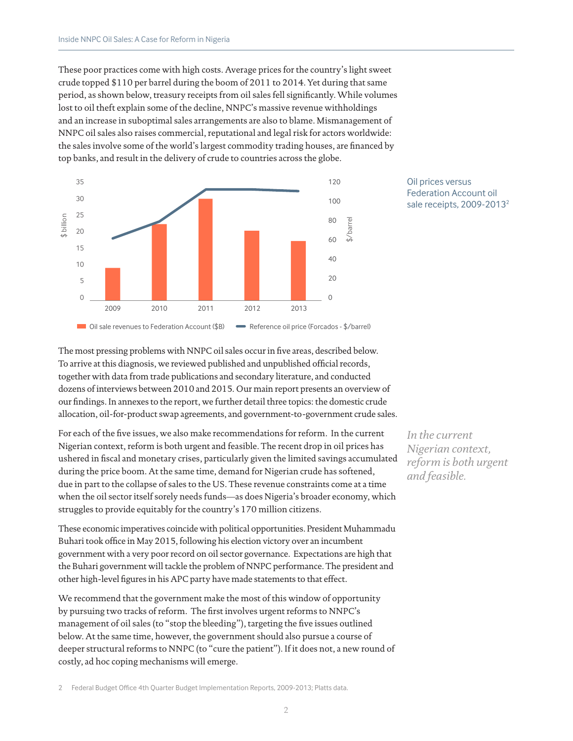These poor practices come with high costs. Average prices for the country's light sweet crude topped $110 per barrel during the boom of 2011 to 2014. Yet during that same period, as shown below, treasury receipts from oil sales fell significantly. While volumes lost to oil theft explain some of the decline, NNPC's massive revenue withholdings and an increase in suboptimal sales arrangements are also to blame. Mismanagement of NNPC oil sales also raises commercial, reputational and legal risk for actors worldwide: the sales involve some of the world's largest commodity trading houses, are financed by top banks, and result in the delivery of crude to countries across the globe.

Oil prices versus Federation Account oil sale receipts, 2009-2013[2]

Oil sale revenues to Federation Account ($B) — Reference oil price (Forcados - $/barrel)

The most pressing problems with NNPC oil sales occur in five areas, described below. To arrive at this diagnosis, we reviewed published and unpublished official records, together with data from trade publications and secondary literature, and conducted dozens of interviews between 2010 and 2015. Our main report presents an overview of our findings. In annexes to the report, we further detail three topics: the domestic crude allocation, oil-for-product swap agreements, and government-to-government crude sales.

For each of the five issues, we also make recommendations for reform. In the current Nigerian context, reform is both urgent and feasible. The recent drop in oil prices has ushered in fiscal and monetary crises, particularly given the limited savings accumulated during the price boom. At the same time, demand for Nigerian crude has softened, due in part to the collapse of sales to the US. These revenue constraints come at a time when the oil sector itself sorely needs funds—as does Nigeria's broader economy, which struggles to provide equitably for the country's 170 million citizens.

*In the current Nigerian context, reform is both urgent and feasible.*

These economic imperatives coincide with political opportunities. President Muhammadu Buhari took office in May 2015, following his election victory over an incumbent government with a very poor record on oil sector governance. Expectations are high that the Buhari government will tackle the problem of NNPC performance. The president and other high-level figures in his APC party have made statements to that effect.

We recommend that the government make the most of this window of opportunity by pursuing two tracks of reform. The first involves urgent reforms to NNPC's management of oil sales (to "stop the bleeding"), targeting the five issues outlined below. At the same time, however, the government should also pursue a course of deeper structural reforms to NNPC (to "cure the patient"). If it does not, a new round of costly, ad hoc coping mechanisms will emerge.

2 Federal Budget Office 4th Quarter Budget Implementation Reports, 2009-2013; Platts data.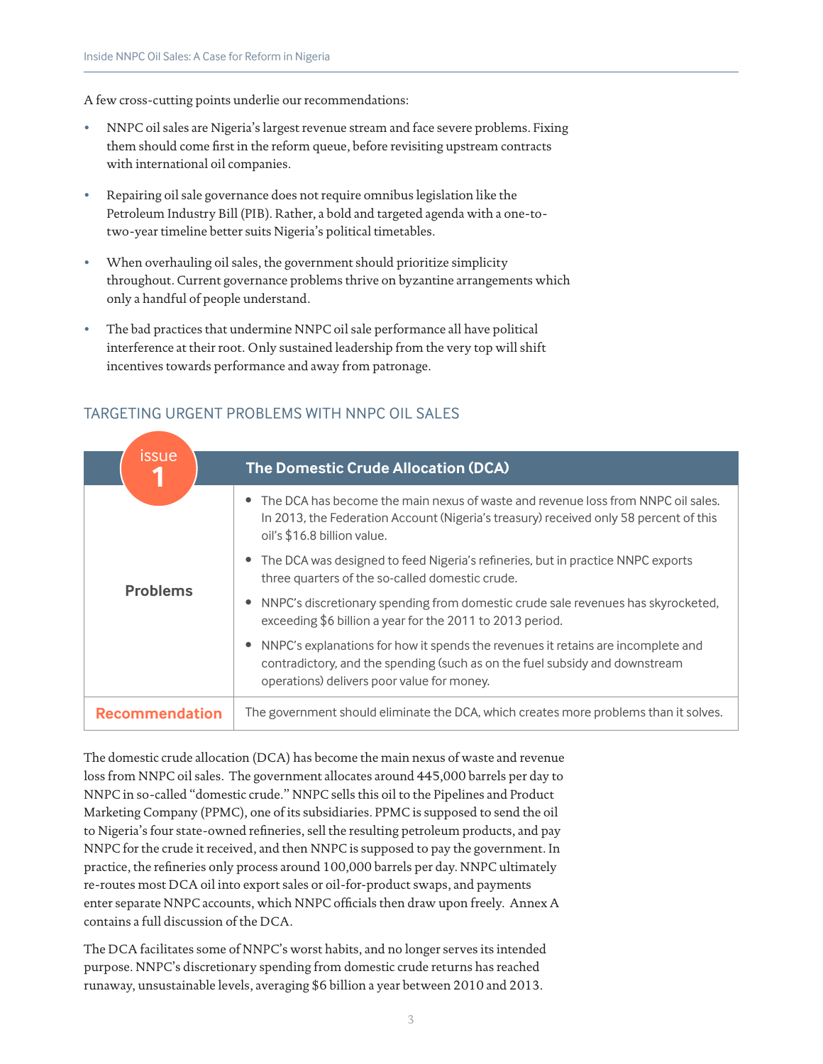A few cross-cutting points underlie our recommendations:

- NNPC oil sales are Nigeria's largest revenue stream and face severe problems. Fixing them should come first in the reform queue, before revisiting upstream contracts with international oil companies.
- Repairing oil sale governance does not require omnibus legislation like the Petroleum Industry Bill (PIB). Rather, a bold and targeted agenda with a one-to-two-year timeline better suits Nigeria's political timetables.
- When overhauling oil sales, the government should prioritize simplicity throughout. Current governance problems thrive on byzantine arrangements which only a handful of people understand.
- The bad practices that undermine NNPC oil sale performance all have political interference at their root. Only sustained leadership from the very top will shift incentives towards performance and away from patronage.

## TARGETING URGENT PROBLEMS WITH NNPC OIL SALES

| issue 1 | The Domestic Crude Allocation (DCA) |
|---|---|
| **Problems** | • The DCA has become the main nexus of waste and revenue loss from NNPC oil sales. In 2013, the Federation Account (Nigeria's treasury) received only 58 percent of this oil's $16.8 billion value.<br>• The DCA was designed to feed Nigeria's refineries, but in practice NNPC exports three quarters of the so-called domestic crude.<br>• NNPC's discretionary spending from domestic crude sale revenues has skyrocketed, exceeding $6 billion a year for the 2011 to 2013 period.<br>• NNPC's explanations for how it spends the revenues it retains are incomplete and contradictory, and the spending (such as on the fuel subsidy and downstream operations) delivers poor value for money. |
| **Recommendation** | The government should eliminate the DCA, which creates more problems than it solves. |

The domestic crude allocation (DCA) has become the main nexus of waste and revenue loss from NNPC oil sales. The government allocates around 445,000 barrels per day to NNPC in so-called "domestic crude." NNPC sells this oil to the Pipelines and Product Marketing Company (PPMC), one of its subsidiaries. PPMC is supposed to send the oil to Nigeria's four state-owned refineries, sell the resulting petroleum products, and pay NNPC for the crude it received, and then NNPC is supposed to pay the government. In practice, the refineries only process around 100,000 barrels per day. NNPC ultimately re-routes most DCA oil into export sales or oil-for-product swaps, and payments enter separate NNPC accounts, which NNPC officials then draw upon freely. Annex A contains a full discussion of the DCA.

The DCA facilitates some of NNPC's worst habits, and no longer serves its intended purpose. NNPC's discretionary spending from domestic crude returns has reached runaway, unsustainable levels, averaging $6 billion a year between 2010 and 2013.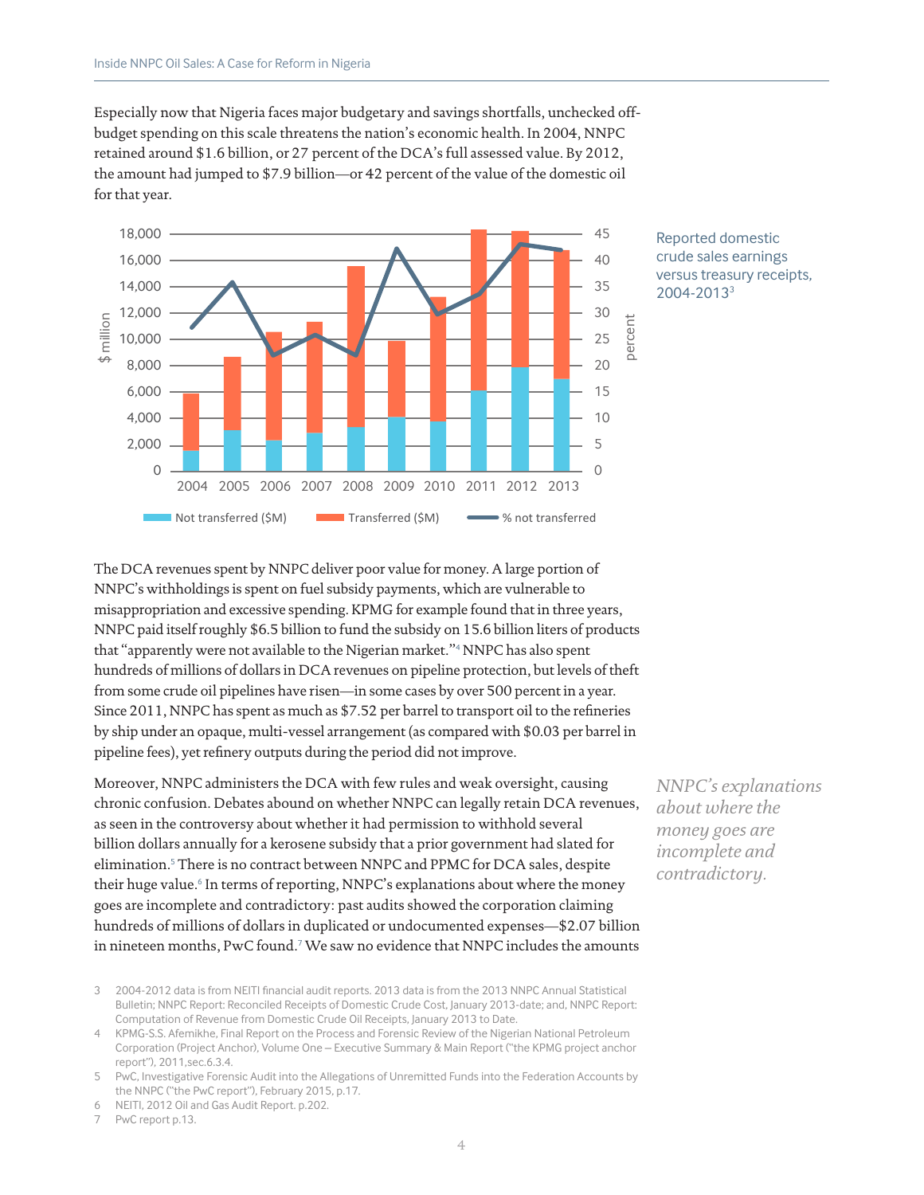Especially now that Nigeria faces major budgetary and savings shortfalls, unchecked off-budget spending on this scale threatens the nation's economic health. In 2004, NNPC retained around $1.6 billion, or 27 percent of the DCA's full assessed value. By 2012, the amount had jumped to $7.9 billion—or 42 percent of the value of the domestic oil for that year.

Reported domestic crude sales earnings versus treasury receipts, 2004-2013[3]

The DCA revenues spent by NNPC deliver poor value for money. A large portion of NNPC's withholdings is spent on fuel subsidy payments, which are vulnerable to misappropriation and excessive spending. KPMG for example found that in three years, NNPC paid itself roughly $6.5 billion to fund the subsidy on 15.6 billion liters of products that "apparently were not available to the Nigerian market."[4] NNPC has also spent hundreds of millions of dollars in DCA revenues on pipeline protection, but levels of theft from some crude oil pipelines have risen—in some cases by over 500 percent in a year. Since 2011, NNPC has spent as much as $7.52 per barrel to transport oil to the refineries by ship under an opaque, multi-vessel arrangement (as compared with $0.03 per barrel in pipeline fees), yet refinery outputs during the period did not improve.

Moreover, NNPC administers the DCA with few rules and weak oversight, causing chronic confusion. Debates abound on whether NNPC can legally retain DCA revenues, as seen in the controversy about whether it had permission to withhold several billion dollars annually for a kerosene subsidy that a prior government had slated for elimination.[5] There is no contract between NNPC and PPMC for DCA sales, despite their huge value.[6] In terms of reporting, NNPC's explanations about where the money goes are incomplete and contradictory: past audits showed the corporation claiming hundreds of millions of dollars in duplicated or undocumented expenses—$2.07 billion in nineteen months, PwC found.[7] We saw no evidence that NNPC includes the amounts

*NNPC's explanations about where the money goes are incomplete and contradictory.*

3 2004-2012 data is from NEITI financial audit reports. 2013 data is from the 2013 NNPC Annual Statistical Bulletin; NNPC Report: Reconciled Receipts of Domestic Crude Cost, January 2013-date; and, NNPC Report: Computation of Revenue from Domestic Crude Oil Receipts, January 2013 to Date.

4 KPMG-S.S. Afemikhe, Final Report on the Process and Forensic Review of the Nigerian National Petroleum Corporation (Project Anchor), Volume One – Executive Summary & Main Report ("the KPMG project anchor report"), 2011,sec.6.3.4.

5 PwC, Investigative Forensic Audit into the Allegations of Unremitted Funds into the Federation Accounts by the NNPC ("the PwC report"), February 2015, p.17.

6 NEITI, 2012 Oil and Gas Audit Report. p.202.

7 PwC report p.13.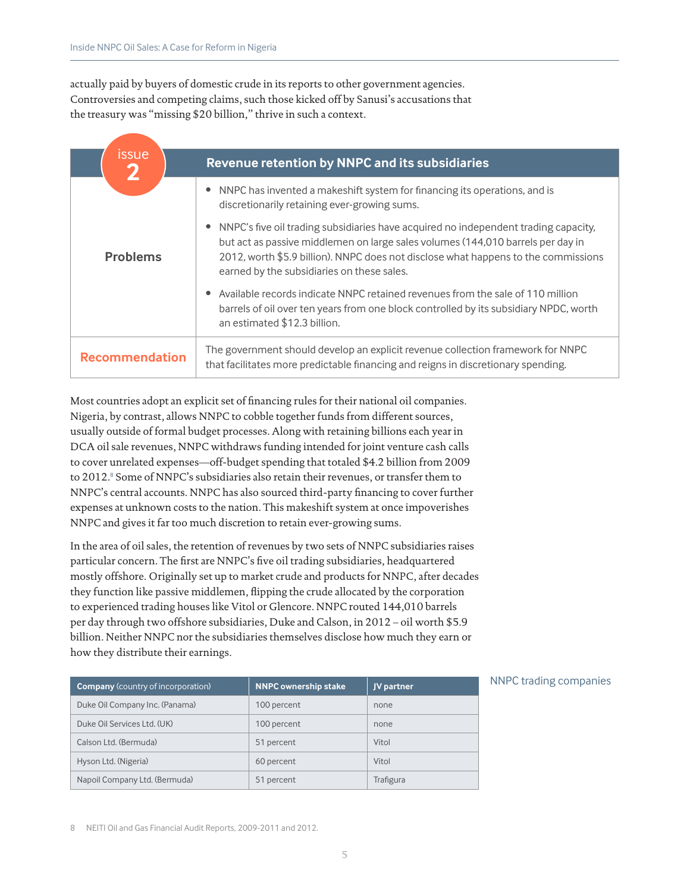actually paid by buyers of domestic crude in its reports to other government agencies. Controversies and competing claims, such those kicked off by Sanusi's accusations that the treasury was "missing $20 billion," thrive in such a context.

| issue 2 | Revenue retention by NNPC and its subsidiaries |
|---|---|
| **Problems** | • NNPC has invented a makeshift system for financing its operations, and is discretionarily retaining ever-growing sums. <br> • NNPC's five oil trading subsidiaries have acquired no independent trading capacity, but act as passive middlemen on large sales volumes (144,010 barrels per day in 2012, worth $5.9 billion). NNPC does not disclose what happens to the commissions earned by the subsidiaries on these sales. <br> • Available records indicate NNPC retained revenues from the sale of 110 million barrels of oil over ten years from one block controlled by its subsidiary NPDC, worth an estimated $12.3 billion. |
| **Recommendation** | The government should develop an explicit revenue collection framework for NNPC that facilitates more predictable financing and reigns in discretionary spending. |

Most countries adopt an explicit set of financing rules for their national oil companies. Nigeria, by contrast, allows NNPC to cobble together funds from different sources, usually outside of formal budget processes. Along with retaining billions each year in DCA oil sale revenues, NNPC withdraws funding intended for joint venture cash calls to cover unrelated expenses—off-budget spending that totaled $4.2 billion from 2009 to 2012.[8] Some of NNPC's subsidiaries also retain their revenues, or transfer them to NNPC's central accounts. NNPC has also sourced third-party financing to cover further expenses at unknown costs to the nation. This makeshift system at once impoverishes NNPC and gives it far too much discretion to retain ever-growing sums.

In the area of oil sales, the retention of revenues by two sets of NNPC subsidiaries raises particular concern. The first are NNPC's five oil trading subsidiaries, headquartered mostly offshore. Originally set up to market crude and products for NNPC, after decades they function like passive middlemen, flipping the crude allocated by the corporation to experienced trading houses like Vitol or Glencore. NNPC routed 144,010 barrels per day through two offshore subsidiaries, Duke and Calson, in 2012 – oil worth $5.9 billion. Neither NNPC nor the subsidiaries themselves disclose how much they earn or how they distribute their earnings.

NNPC trading companies

| **Company** (country of incorporation) | **NNPC ownership stake** | **JV partner** |
|---|---|---|
| Duke Oil Company Inc. (Panama) | 100 percent | none |
| Duke Oil Services Ltd. (UK) | 100 percent | none |
| Calson Ltd. (Bermuda) | 51 percent | Vitol |
| Hyson Ltd. (Nigeria) | 60 percent | Vitol |
| Napoil Company Ltd. (Bermuda) | 51 percent | Trafigura |

8 NEITI Oil and Gas Financial Audit Reports, 2009-2011 and 2012.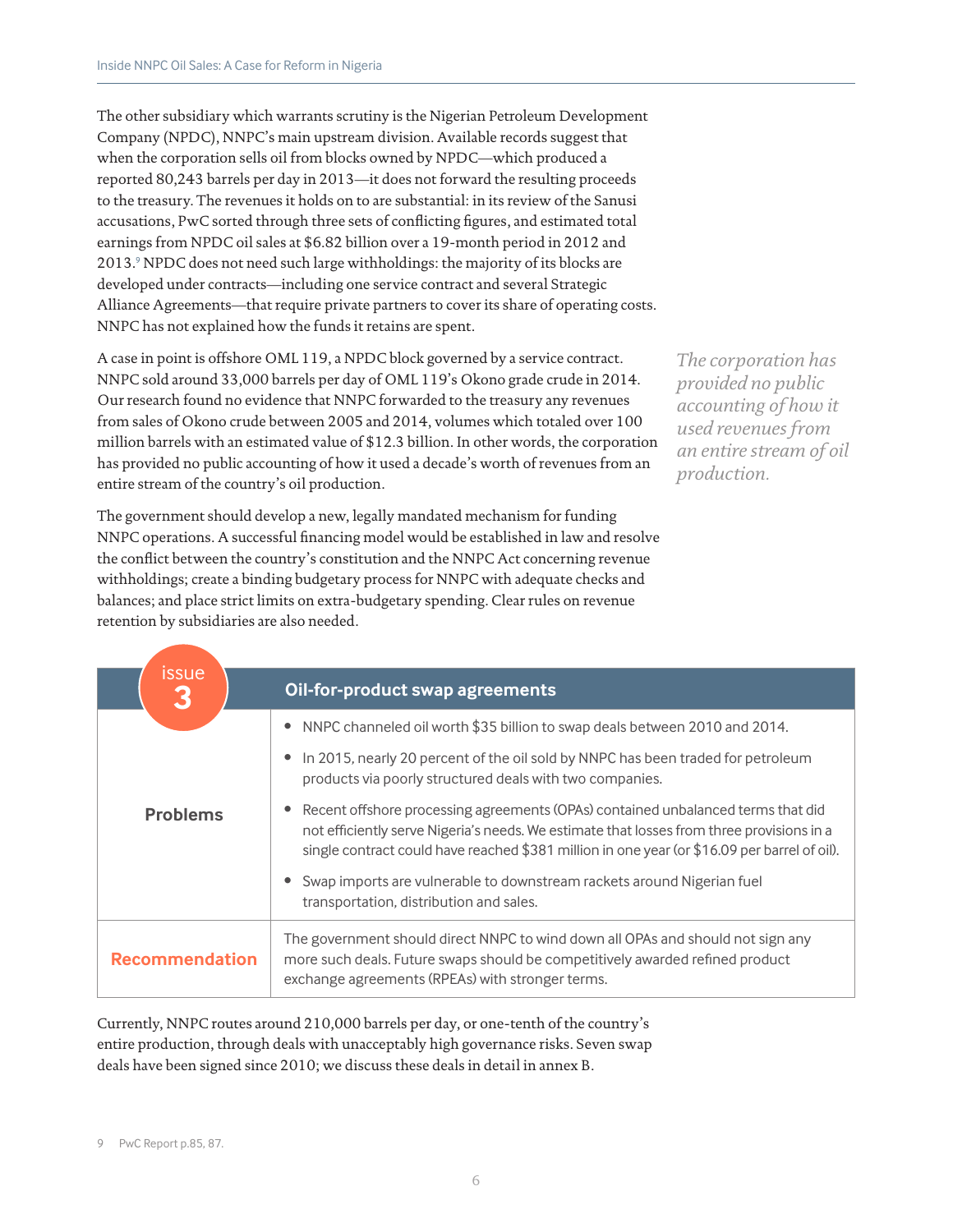The other subsidiary which warrants scrutiny is the Nigerian Petroleum Development Company (NPDC), NNPC's main upstream division. Available records suggest that when the corporation sells oil from blocks owned by NPDC—which produced a reported 80,243 barrels per day in 2013—it does not forward the resulting proceeds to the treasury. The revenues it holds on to are substantial: in its review of the Sanusi accusations, PwC sorted through three sets of conflicting figures, and estimated total earnings from NPDC oil sales at $6.82 billion over a 19-month period in 2012 and 2013.[9] NPDC does not need such large withholdings: the majority of its blocks are developed under contracts—including one service contract and several Strategic Alliance Agreements—that require private partners to cover its share of operating costs. NNPC has not explained how the funds it retains are spent.

A case in point is offshore OML 119, a NPDC block governed by a service contract. NNPC sold around 33,000 barrels per day of OML 119's Okono grade crude in 2014. Our research found no evidence that NNPC forwarded to the treasury any revenues from sales of Okono crude between 2005 and 2014, volumes which totaled over 100 million barrels with an estimated value of $12.3 billion. In other words, the corporation has provided no public accounting of how it used a decade's worth of revenues from an entire stream of the country's oil production.

*The corporation has provided no public accounting of how it used revenues from an entire stream of oil production.*

The government should develop a new, legally mandated mechanism for funding NNPC operations. A successful financing model would be established in law and resolve the conflict between the country's constitution and the NNPC Act concerning revenue withholdings; create a binding budgetary process for NNPC with adequate checks and balances; and place strict limits on extra-budgetary spending. Clear rules on revenue retention by subsidiaries are also needed.

| issue 3 | Oil-for-product swap agreements |
|---|---|
| **Problems** | • NNPC channeled oil worth $35 billion to swap deals between 2010 and 2014.<br>• In 2015, nearly 20 percent of the oil sold by NNPC has been traded for petroleum products via poorly structured deals with two companies.<br>• Recent offshore processing agreements (OPAs) contained unbalanced terms that did not efficiently serve Nigeria's needs. We estimate that losses from three provisions in a single contract could have reached $381 million in one year (or $16.09 per barrel of oil).<br>• Swap imports are vulnerable to downstream rackets around Nigerian fuel transportation, distribution and sales. |
| **Recommendation** | The government should direct NNPC to wind down all OPAs and should not sign any more such deals. Future swaps should be competitively awarded refined product exchange agreements (RPEAs) with stronger terms. |

Currently, NNPC routes around 210,000 barrels per day, or one-tenth of the country's entire production, through deals with unacceptably high governance risks. Seven swap deals have been signed since 2010; we discuss these deals in detail in annex B.

9 PwC Report p.85, 87.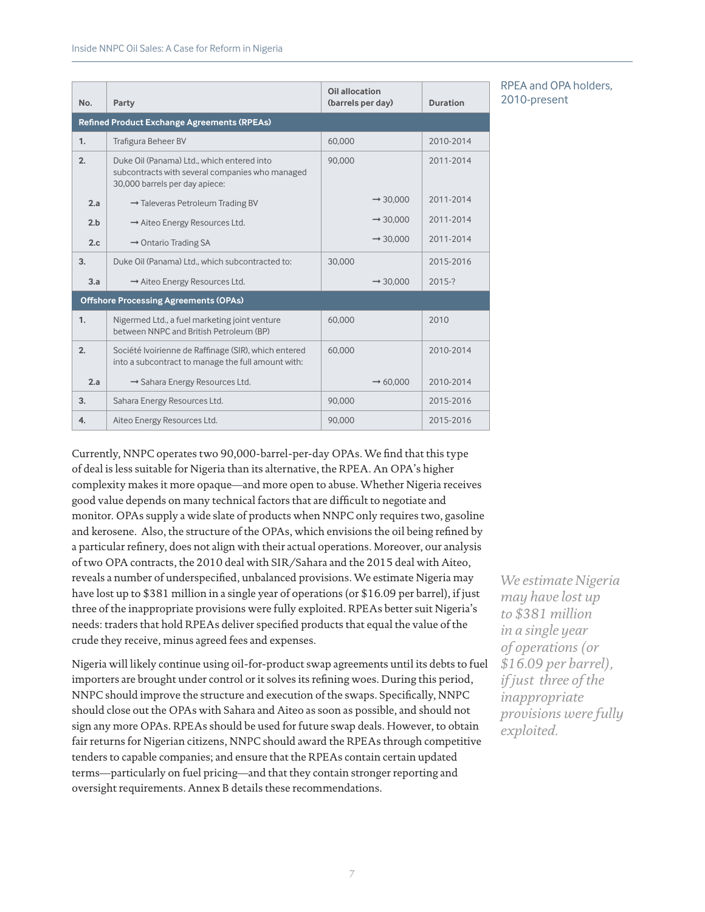RPEA and OPA holders, 2010-present

| No. | Party | Oil allocation (barrels per day) | Duration |
|---|---|---|---|
| **Refined Product Exchange Agreements (RPEAs)** | | | |
| 1. | Trafigura Beheer BV | 60,000 | 2010-2014 |
| 2. | Duke Oil (Panama) Ltd., which entered into subcontracts with several companies who managed 30,000 barrels per day apiece: | 90,000 | 2011-2014 |
| 2.a | → Taleveras Petroleum Trading BV | → 30,000 | 2011-2014 |
| 2.b | → Aiteo Energy Resources Ltd. | → 30,000 | 2011-2014 |
| 2.c | → Ontario Trading SA | → 30,000 | 2011-2014 |
| 3. | Duke Oil (Panama) Ltd., which subcontracted to: | 30,000 | 2015-2016 |
| 3.a | → Aiteo Energy Resources Ltd. | → 30,000 | 2015-? |
| **Offshore Processing Agreements (OPAs)** | | | |
| 1. | Nigermed Ltd., a fuel marketing joint venture between NNPC and British Petroleum (BP) | 60,000 | 2010 |
| 2. | Société Ivoirienne de Raffinage (SIR), which entered into a subcontract to manage the full amount with: | 60,000 | 2010-2014 |
| 2.a | → Sahara Energy Resources Ltd. | → 60,000 | 2010-2014 |
| 3. | Sahara Energy Resources Ltd. | 90,000 | 2015-2016 |
| 4. | Aiteo Energy Resources Ltd. | 90,000 | 2015-2016 |

Currently, NNPC operates two 90,000-barrel-per-day OPAs. We find that this type of deal is less suitable for Nigeria than its alternative, the RPEA. An OPA's higher complexity makes it more opaque—and more open to abuse. Whether Nigeria receives good value depends on many technical factors that are difficult to negotiate and monitor. OPAs supply a wide slate of products when NNPC only requires two, gasoline and kerosene. Also, the structure of the OPAs, which envisions the oil being refined by a particular refinery, does not align with their actual operations. Moreover, our analysis of two OPA contracts, the 2010 deal with SIR/Sahara and the 2015 deal with Aiteo, reveals a number of underspecified, unbalanced provisions. We estimate Nigeria may have lost up to $381 million in a single year of operations (or $16.09 per barrel), if just three of the inappropriate provisions were fully exploited. RPEAs better suit Nigeria's needs: traders that hold RPEAs deliver specified products that equal the value of the crude they receive, minus agreed fees and expenses.

*We estimate Nigeria may have lost up to $381 million in a single year of operations (or $16.09 per barrel), if just three of the inappropriate provisions were fully exploited.*

Nigeria will likely continue using oil-for-product swap agreements until its debts to fuel importers are brought under control or it solves its refining woes. During this period, NNPC should improve the structure and execution of the swaps. Specifically, NNPC should close out the OPAs with Sahara and Aiteo as soon as possible, and should not sign any more OPAs. RPEAs should be used for future swap deals. However, to obtain fair returns for Nigerian citizens, NNPC should award the RPEAs through competitive tenders to capable companies; and ensure that the RPEAs contain certain updated terms—particularly on fuel pricing—and that they contain stronger reporting and oversight requirements. Annex B details these recommendations.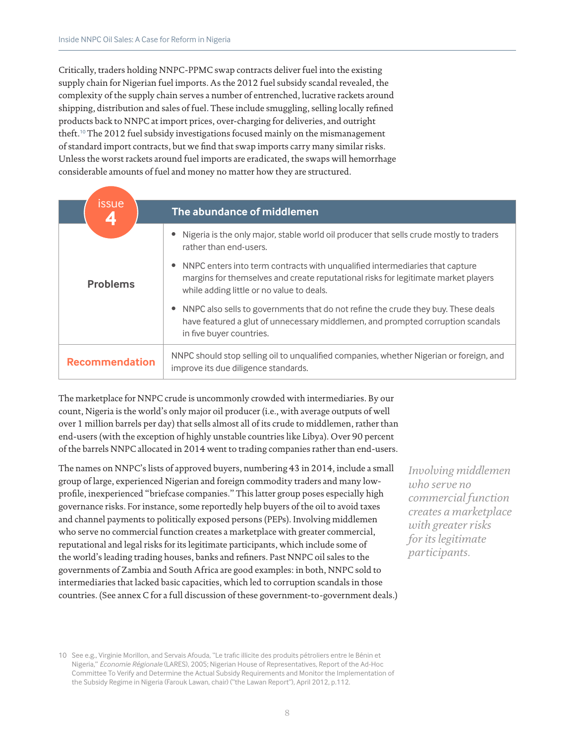Critically, traders holding NNPC-PPMC swap contracts deliver fuel into the existing supply chain for Nigerian fuel imports. As the 2012 fuel subsidy scandal revealed, the complexity of the supply chain serves a number of entrenched, lucrative rackets around shipping, distribution and sales of fuel. These include smuggling, selling locally refined products back to NNPC at import prices, over-charging for deliveries, and outright theft.[10] The 2012 fuel subsidy investigations focused mainly on the mismanagement of standard import contracts, but we find that swap imports carry many similar risks. Unless the worst rackets around fuel imports are eradicated, the swaps will hemorrhage considerable amounts of fuel and money no matter how they are structured.

| issue 4 | The abundance of middlemen |
|---|---|
| **Problems** | • Nigeria is the only major, stable world oil producer that sells crude mostly to traders rather than end-users.<br>• NNPC enters into term contracts with unqualified intermediaries that capture margins for themselves and create reputational risks for legitimate market players while adding little or no value to deals.<br>• NNPC also sells to governments that do not refine the crude they buy. These deals have featured a glut of unnecessary middlemen, and prompted corruption scandals in five buyer countries. |
| **Recommendation** | NNPC should stop selling oil to unqualified companies, whether Nigerian or foreign, and improve its due diligence standards. |

The marketplace for NNPC crude is uncommonly crowded with intermediaries. By our count, Nigeria is the world's only major oil producer (i.e., with average outputs of well over 1 million barrels per day) that sells almost all of its crude to middlemen, rather than end-users (with the exception of highly unstable countries like Libya). Over 90 percent of the barrels NNPC allocated in 2014 went to trading companies rather than end-users.

The names on NNPC's lists of approved buyers, numbering 43 in 2014, include a small group of large, experienced Nigerian and foreign commodity traders and many low-profile, inexperienced "briefcase companies." This latter group poses especially high governance risks. For instance, some reportedly help buyers of the oil to avoid taxes and channel payments to politically exposed persons (PEPs). Involving middlemen who serve no commercial function creates a marketplace with greater commercial, reputational and legal risks for its legitimate participants, which include some of the world's leading trading houses, banks and refiners. Past NNPC oil sales to the governments of Zambia and South Africa are good examples: in both, NNPC sold to intermediaries that lacked basic capacities, which led to corruption scandals in those countries. (See annex C for a full discussion of these government-to-government deals.)

*Involving middlemen who serve no commercial function creates a marketplace with greater risks for its legitimate participants.*

10 See e.g., Virginie Morillon, and Servais Afouda, "Le trafic illicite des produits pétroliers entre le Bénin et Nigeria," *Economie Régionale* (LARES), 2005; Nigerian House of Representatives, Report of the Ad-Hoc Committee To Verify and Determine the Actual Subsidy Requirements and Monitor the Implementation of the Subsidy Regime in Nigeria (Farouk Lawan, chair) ("the Lawan Report"), April 2012, p.112.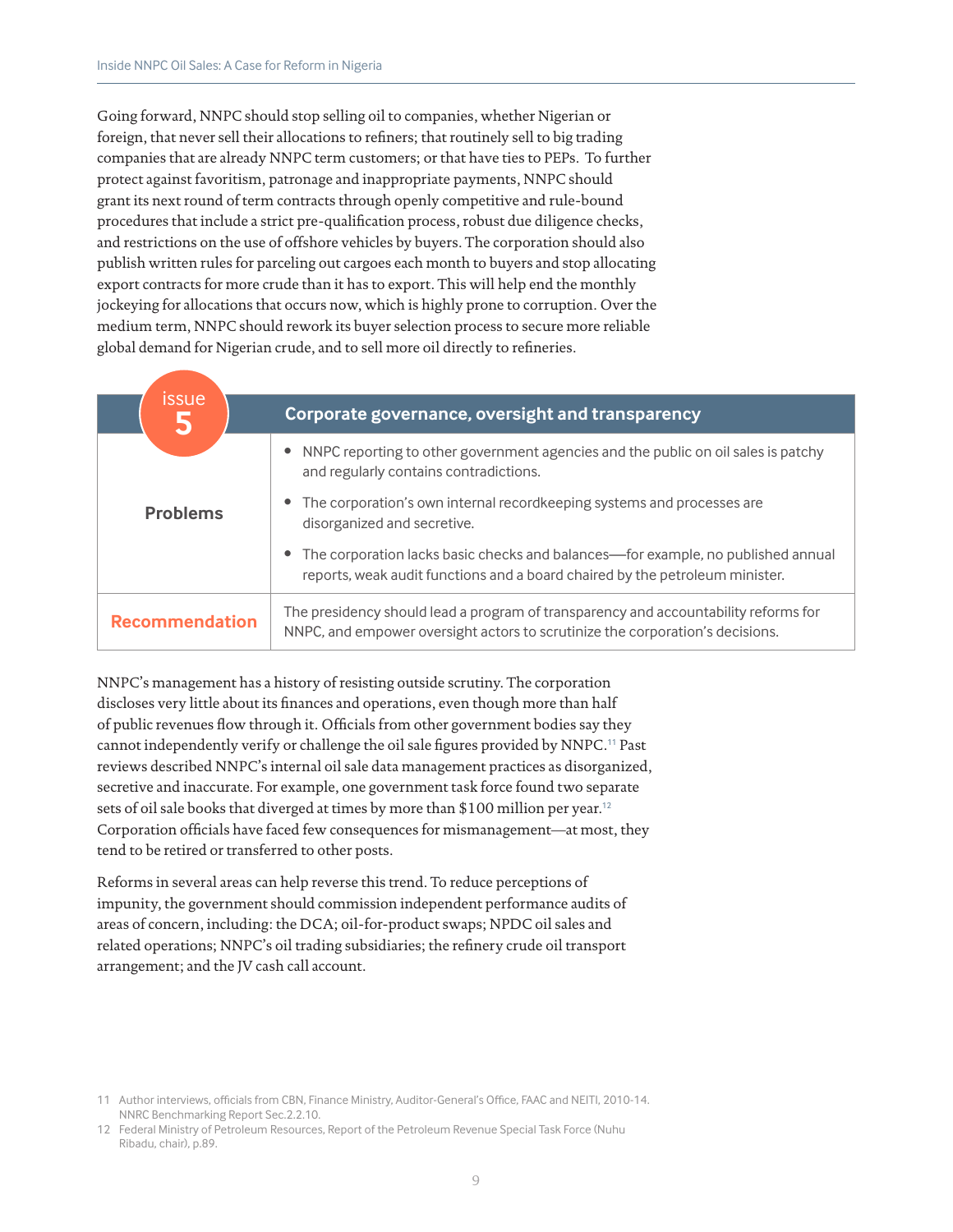Going forward, NNPC should stop selling oil to companies, whether Nigerian or foreign, that never sell their allocations to refiners; that routinely sell to big trading companies that are already NNPC term customers; or that have ties to PEPs. To further protect against favoritism, patronage and inappropriate payments, NNPC should grant its next round of term contracts through openly competitive and rule-bound procedures that include a strict pre-qualification process, robust due diligence checks, and restrictions on the use of offshore vehicles by buyers. The corporation should also publish written rules for parceling out cargoes each month to buyers and stop allocating export contracts for more crude than it has to export. This will help end the monthly jockeying for allocations that occurs now, which is highly prone to corruption. Over the medium term, NNPC should rework its buyer selection process to secure more reliable global demand for Nigerian crude, and to sell more oil directly to refineries.

| issue 5 | Corporate governance, oversight and transparency |
|---|---|
| **Problems** | • NNPC reporting to other government agencies and the public on oil sales is patchy and regularly contains contradictions.<br>• The corporation's own internal recordkeeping systems and processes are disorganized and secretive.<br>• The corporation lacks basic checks and balances—for example, no published annual reports, weak audit functions and a board chaired by the petroleum minister. |
| **Recommendation** | The presidency should lead a program of transparency and accountability reforms for NNPC, and empower oversight actors to scrutinize the corporation's decisions. |

NNPC's management has a history of resisting outside scrutiny. The corporation discloses very little about its finances and operations, even though more than half of public revenues flow through it. Officials from other government bodies say they cannot independently verify or challenge the oil sale figures provided by NNPC.[11] Past reviews described NNPC's internal oil sale data management practices as disorganized, secretive and inaccurate. For example, one government task force found two separate sets of oil sale books that diverged at times by more than $100 million per year.[12] Corporation officials have faced few consequences for mismanagement—at most, they tend to be retired or transferred to other posts.

Reforms in several areas can help reverse this trend. To reduce perceptions of impunity, the government should commission independent performance audits of areas of concern, including: the DCA; oil-for-product swaps; NPDC oil sales and related operations; NNPC's oil trading subsidiaries; the refinery crude oil transport arrangement; and the JV cash call account.

11 Author interviews, officials from CBN, Finance Ministry, Auditor-General's Office, FAAC and NEITI, 2010-14. NNRC Benchmarking Report Sec.2.2.10.

12 Federal Ministry of Petroleum Resources, Report of the Petroleum Revenue Special Task Force (Nuhu Ribadu, chair), p.89.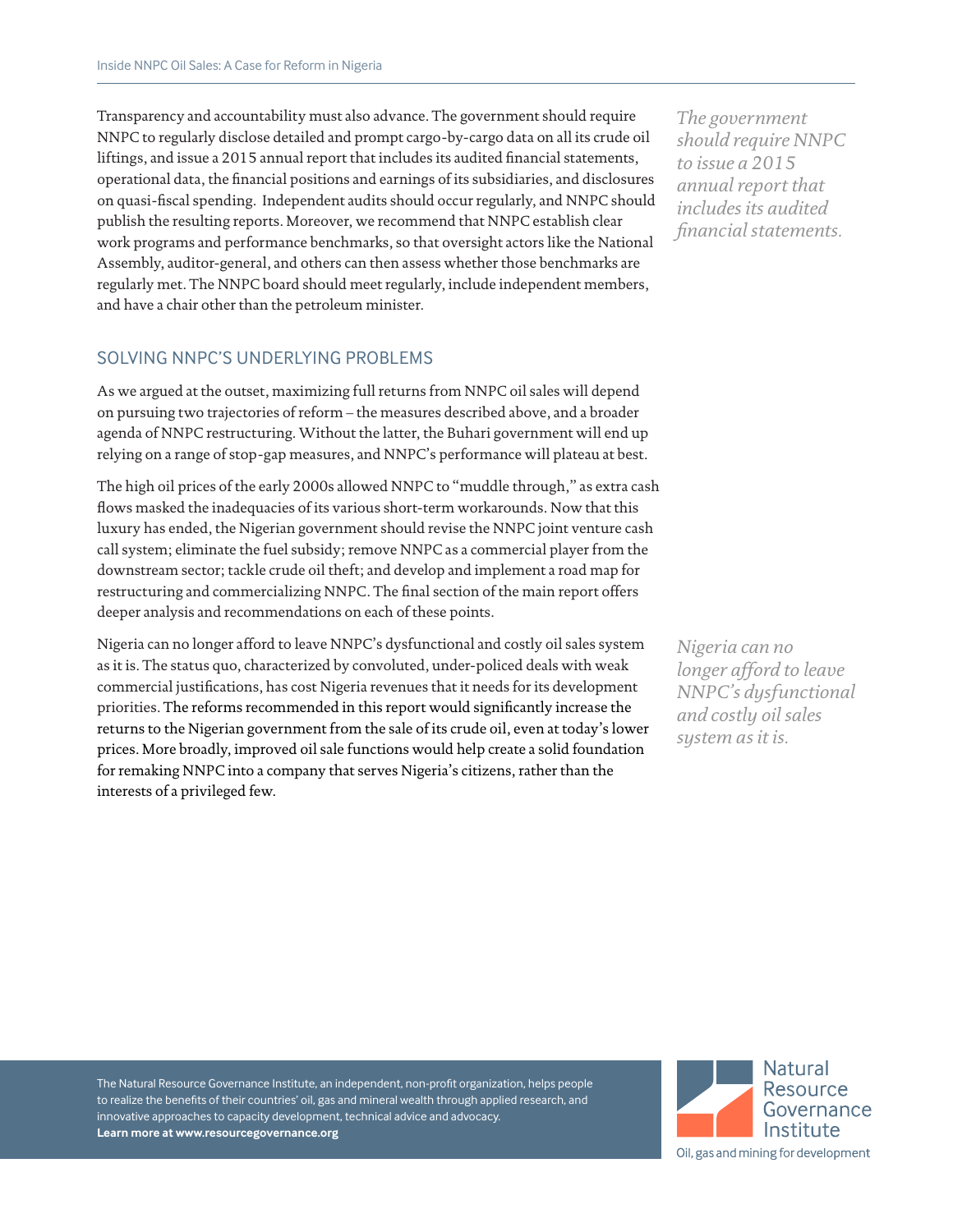Transparency and accountability must also advance. The government should require NNPC to regularly disclose detailed and prompt cargo-by-cargo data on all its crude oil liftings, and issue a 2015 annual report that includes its audited financial statements, operational data, the financial positions and earnings of its subsidiaries, and disclosures on quasi-fiscal spending. Independent audits should occur regularly, and NNPC should publish the resulting reports. Moreover, we recommend that NNPC establish clear work programs and performance benchmarks, so that oversight actors like the National Assembly, auditor-general, and others can then assess whether those benchmarks are regularly met. The NNPC board should meet regularly, include independent members, and have a chair other than the petroleum minister.

*The government should require NNPC to issue a 2015 annual report that includes its audited financial statements.*

## SOLVING NNPC'S UNDERLYING PROBLEMS

As we argued at the outset, maximizing full returns from NNPC oil sales will depend on pursuing two trajectories of reform – the measures described above, and a broader agenda of NNPC restructuring. Without the latter, the Buhari government will end up relying on a range of stop-gap measures, and NNPC's performance will plateau at best.

The high oil prices of the early 2000s allowed NNPC to "muddle through," as extra cash flows masked the inadequacies of its various short-term workarounds. Now that this luxury has ended, the Nigerian government should revise the NNPC joint venture cash call system; eliminate the fuel subsidy; remove NNPC as a commercial player from the downstream sector; tackle crude oil theft; and develop and implement a road map for restructuring and commercializing NNPC. The final section of the main report offers deeper analysis and recommendations on each of these points.

Nigeria can no longer afford to leave NNPC's dysfunctional and costly oil sales system as it is. The status quo, characterized by convoluted, under-policed deals with weak commercial justifications, has cost Nigeria revenues that it needs for its development priorities. The reforms recommended in this report would significantly increase the returns to the Nigerian government from the sale of its crude oil, even at today's lower prices. More broadly, improved oil sale functions would help create a solid foundation for remaking NNPC into a company that serves Nigeria's citizens, rather than the interests of a privileged few.

*Nigeria can no longer afford to leave NNPC's dysfunctional and costly oil sales system as it is.*

The Natural Resource Governance Institute, an independent, non-profit organization, helps people to realize the benefits of their countries' oil, gas and mineral wealth through applied research, and innovative approaches to capacity development, technical advice and advocacy.
**Learn more at www.resourcegovernance.org**

Natural Resource Governance Institute
Oil, gas and mining for development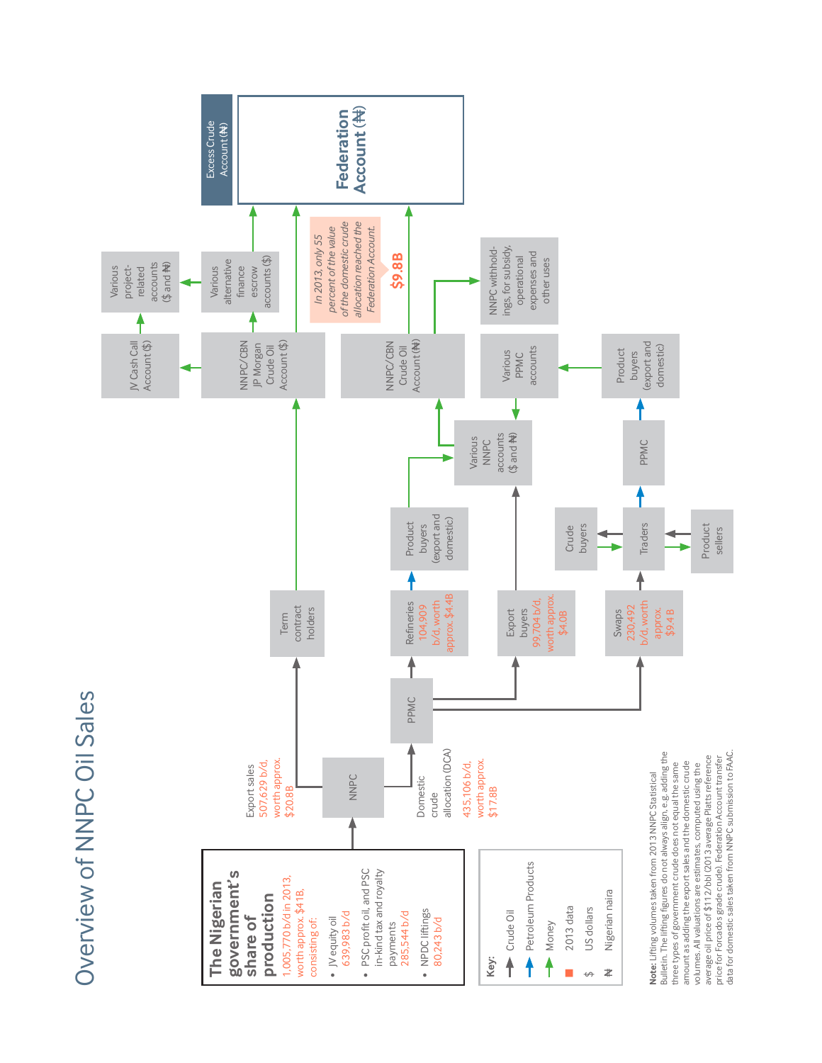# Overview of NNPC Oil Sales

**The Nigerian government's share of production**
1,005,770 b/d in 2013, worth approx. $41B, consisting of:

- JV equity oil 639,983 b/d
- PSC profit oil, and PSC in-kind tax and royalty payments 285,544 b/d
- NPDC liftings 80,243 b/d

NNPC

Export sales 507,629 b/d, worth approx. $20.8B

Domestic crude allocation (DCA) 435,106 b/d, worth approx. $17.8B

Term contract holders

PPMC

Refineries 104,909 b/d, worth approx. $4.4B

Export buyers 99,704 b/d, worth approx. $4.0B

Swaps 230,492 b/d, worth approx. $9.4 B

Product buyers (export and domestic)

Various NNPC accounts ($ and ₦)

Crude buyers

Traders

Product sellers

PPMC

Product buyers (export and domestic)

Various PPMC accounts

NNPC/CBN JP Morgan Crude Oil Account ($)

NNPC/CBN Crude Oil Account (₦)

NNPC withholdings, for subsidy, operational expenses and other uses

JV Cash Call Account ($)

Various project-related accounts ($ and ₦)

Various alternative finance escrow accounts ($)

*In 2013, only 55 percent of the value of the domestic crude allocation reached the Federation Account.*

$9.8B

Excess Crude Account (₦)

**Federation Account (₦)**

**Key:**
- Crude Oil
- Petroleum Products
- Money
- 2013 data
- $ US dollars
- ₦ Nigerian naira

**Note:** Lifting volumes taken from 2013 NNPC Statistical Bulletin. The lifting figures do not always align, e.g. adding the three types of government crude does not equal the same amount as adding the export sales and the domestic crude volumes. All valuations are estimates, computed using the average oil price of $112/bbl (2013 average Platts reference price for Forcados grade crude). Federation Account transfer data for domestic sales taken from NNPC submission to FAAC.